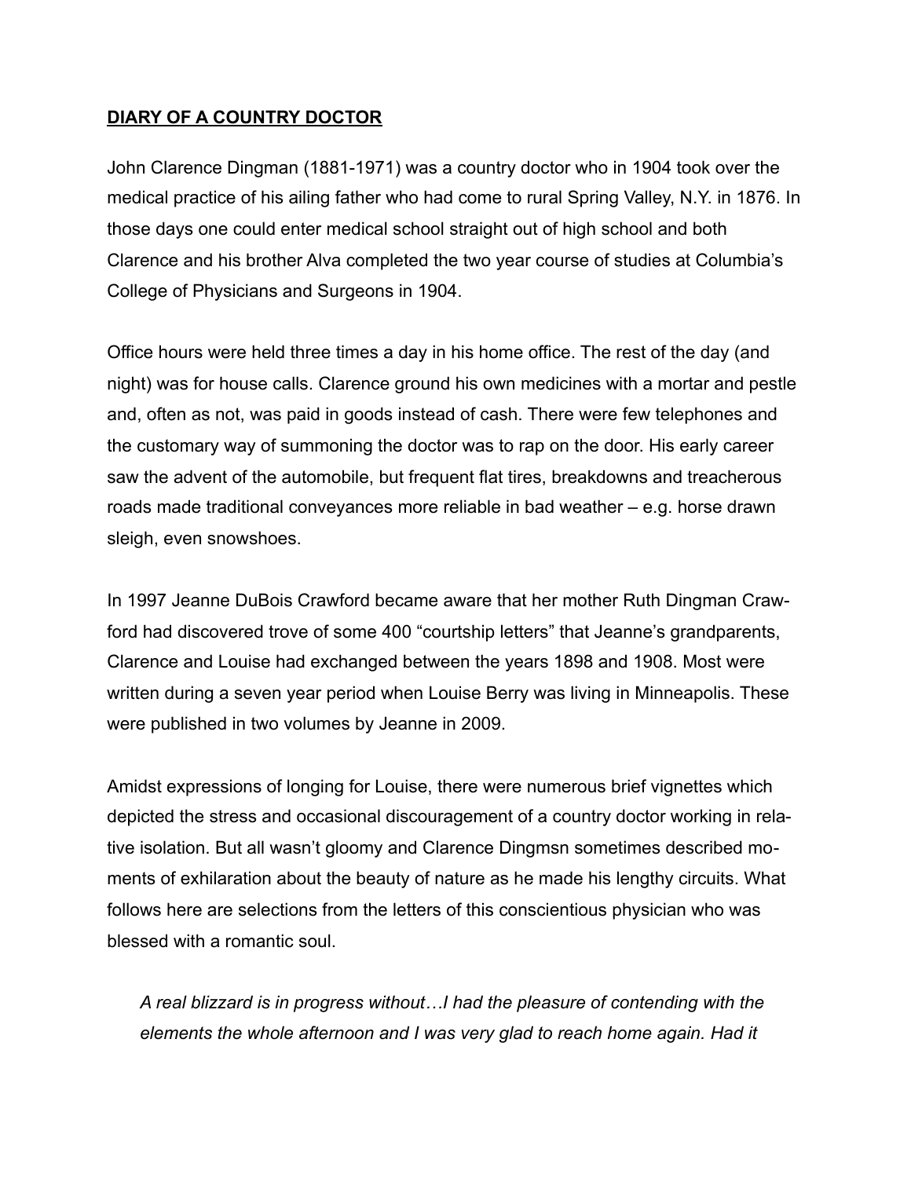**DIARY OF A COUNTRY DOCTOR**

John Clarence Dingman (1881-1971) was a country doctor who in 1904 took over the medical practice of his ailing father who had come to rural Spring Valley, N.Y. in 1876. In those days one could enter medical school straight out of high school and both Clarence and his brother Alva completed the two year course of studies at Columbia's College of Physicians and Surgeons in 1904.

Office hours were held three times a day in his home office. The rest of the day (and night) was for house calls. Clarence ground his own medicines with a mortar and pestle and, often as not, was paid in goods instead of cash. There were few telephones and the customary way of summoning the doctor was to rap on the door. His early career saw the advent of the automobile, but frequent flat tires, breakdowns and treacherous roads made traditional conveyances more reliable in bad weather – e.g. horse drawn sleigh, even snowshoes.

In 1997 Jeanne DuBois Crawford became aware that her mother Ruth Dingman Crawford had discovered trove of some 400 "courtship letters" that Jeanne's grandparents, Clarence and Louise had exchanged between the years 1898 and 1908. Most were written during a seven year period when Louise Berry was living in Minneapolis. These were published in two volumes by Jeanne in 2009.

Amidst expressions of longing for Louise, there were numerous brief vignettes which depicted the stress and occasional discouragement of a country doctor working in relative isolation. But all wasn't gloomy and Clarence Dingmsn sometimes described moments of exhilaration about the beauty of nature as he made his lengthy circuits. What follows here are selections from the letters of this conscientious physician who was blessed with a romantic soul.

> *A real blizzard is in progress without…I had the pleasure of contending with the elements the whole afternoon and I was very glad to reach home again. Had it*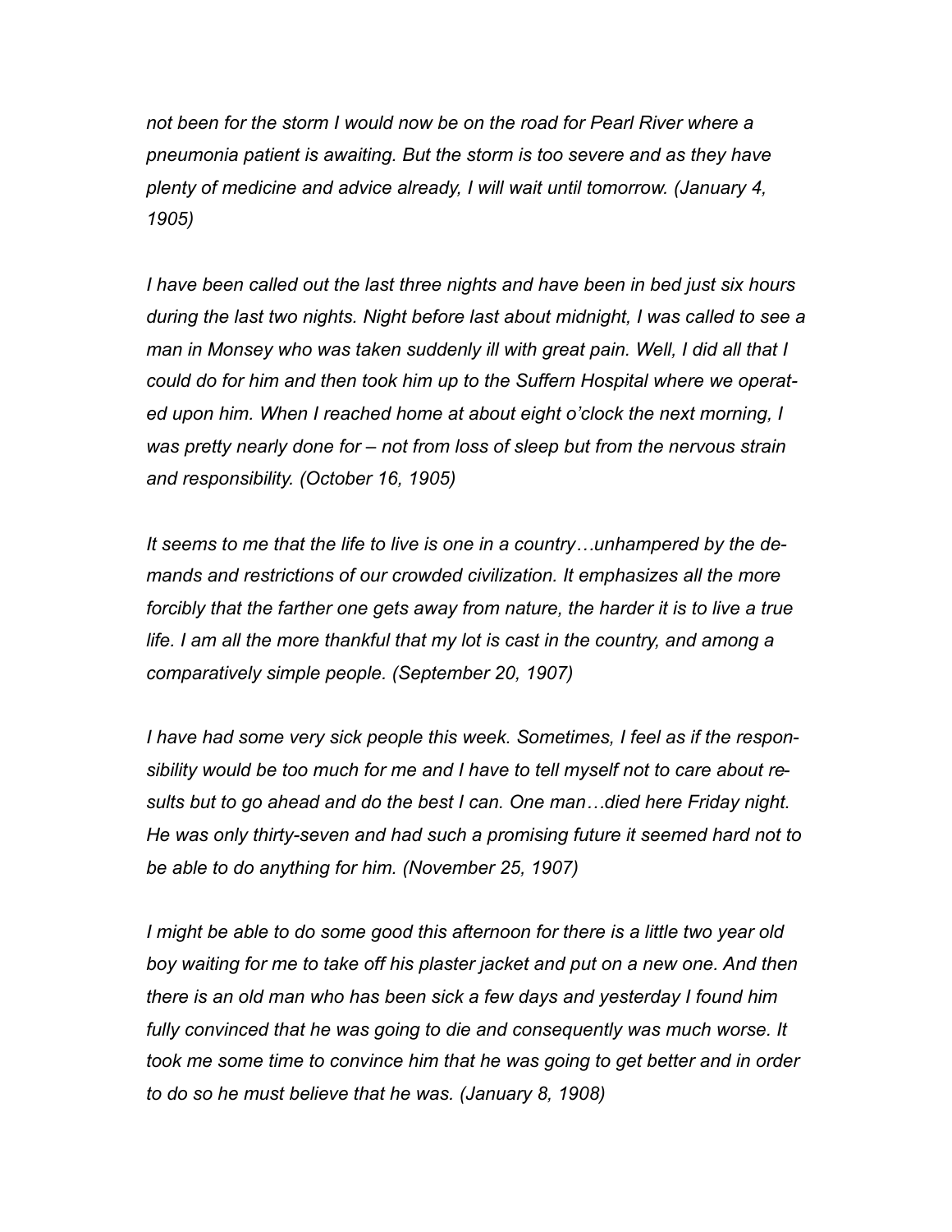*not been for the storm I would now be on the road for Pearl River where a pneumonia patient is awaiting. But the storm is too severe and as they have plenty of medicine and advice already, I will wait until tomorrow. (January 4, 1905)*

*I have been called out the last three nights and have been in bed just six hours during the last two nights. Night before last about midnight, I was called to see a man in Monsey who was taken suddenly ill with great pain. Well, I did all that I could do for him and then took him up to the Suffern Hospital where we operated upon him. When I reached home at about eight o'clock the next morning, I was pretty nearly done for – not from loss of sleep but from the nervous strain and responsibility. (October 16, 1905)*

*It seems to me that the life to live is one in a country…unhampered by the demands and restrictions of our crowded civilization. It emphasizes all the more forcibly that the farther one gets away from nature, the harder it is to live a true life. I am all the more thankful that my lot is cast in the country, and among a comparatively simple people. (September 20, 1907)*

*I have had some very sick people this week. Sometimes, I feel as if the responsibility would be too much for me and I have to tell myself not to care about results but to go ahead and do the best I can. One man…died here Friday night. He was only thirty-seven and had such a promising future it seemed hard not to be able to do anything for him. (November 25, 1907)*

*I might be able to do some good this afternoon for there is a little two year old boy waiting for me to take off his plaster jacket and put on a new one. And then there is an old man who has been sick a few days and yesterday I found him fully convinced that he was going to die and consequently was much worse. It took me some time to convince him that he was going to get better and in order to do so he must believe that he was. (January 8, 1908)*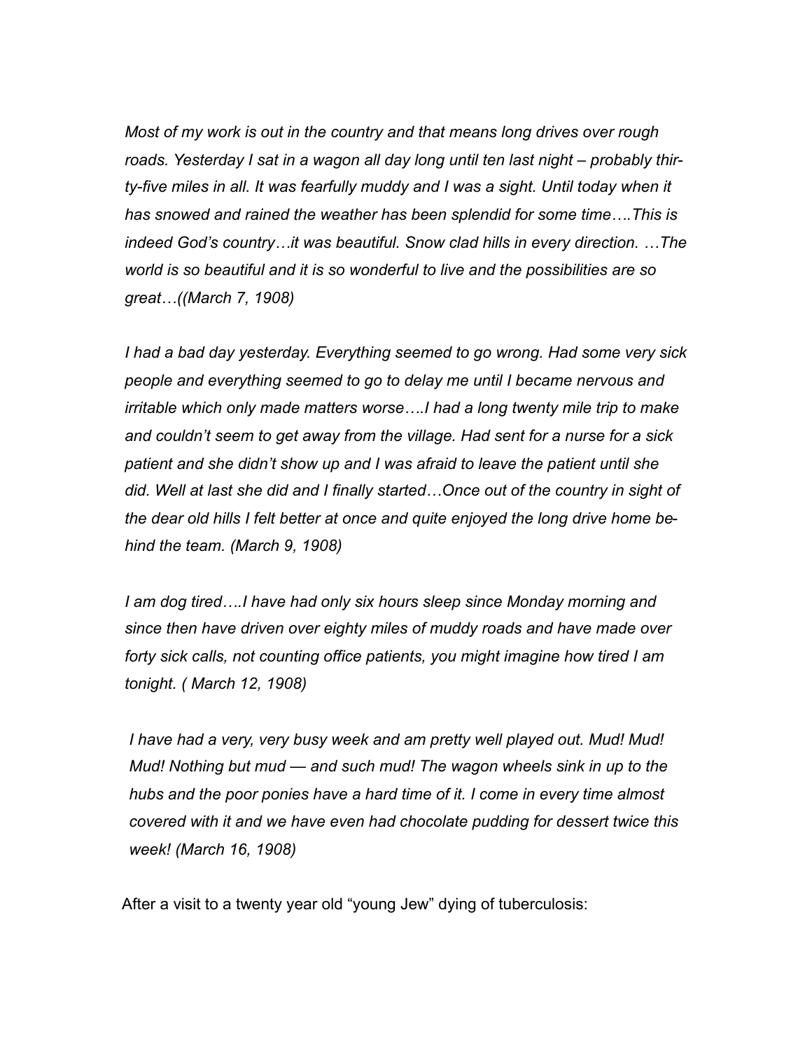*Most of my work is out in the country and that means long drives over rough roads. Yesterday I sat in a wagon all day long until ten last night – probably thirty-five miles in all. It was fearfully muddy and I was a sight. Until today when it has snowed and rained the weather has been splendid for some time….This is indeed God's country…it was beautiful. Snow clad hills in every direction. …The world is so beautiful and it is so wonderful to live and the possibilities are so great…((March 7, 1908)*

*I had a bad day yesterday. Everything seemed to go wrong. Had some very sick people and everything seemed to go to delay me until I became nervous and irritable which only made matters worse….I had a long twenty mile trip to make and couldn't seem to get away from the village. Had sent for a nurse for a sick patient and she didn't show up and I was afraid to leave the patient until she did. Well at last she did and I finally started…Once out of the country in sight of the dear old hills I felt better at once and quite enjoyed the long drive home behind the team. (March 9, 1908)*

*I am dog tired….I have had only six hours sleep since Monday morning and since then have driven over eighty miles of muddy roads and have made over forty sick calls, not counting office patients, you might imagine how tired I am tonight. ( March 12, 1908)*

*I have had a very, very busy week and am pretty well played out. Mud! Mud! Mud! Nothing but mud — and such mud! The wagon wheels sink in up to the hubs and the poor ponies have a hard time of it. I come in every time almost covered with it and we have even had chocolate pudding for dessert twice this week! (March 16, 1908)*

After a visit to a twenty year old "young Jew" dying of tuberculosis: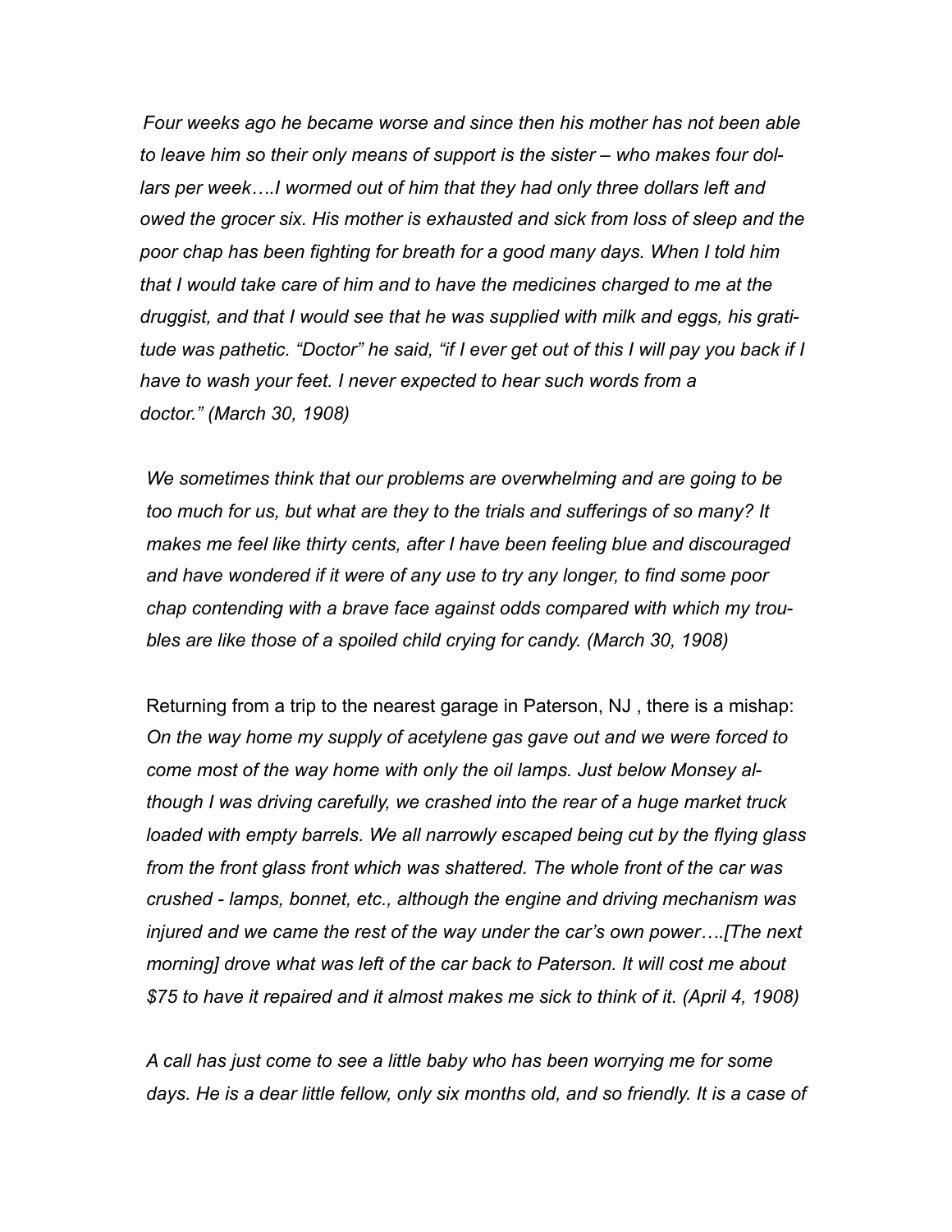*Four weeks ago he became worse and since then his mother has not been able to leave him so their only means of support is the sister – who makes four dollars per week….I wormed out of him that they had only three dollars left and owed the grocer six. His mother is exhausted and sick from loss of sleep and the poor chap has been fighting for breath for a good many days. When I told him that I would take care of him and to have the medicines charged to me at the druggist, and that I would see that he was supplied with milk and eggs, his gratitude was pathetic. "Doctor" he said, "if I ever get out of this I will pay you back if I have to wash your feet. I never expected to hear such words from a doctor." (March 30, 1908)*

*We sometimes think that our problems are overwhelming and are going to be too much for us, but what are they to the trials and sufferings of so many? It makes me feel like thirty cents, after I have been feeling blue and discouraged and have wondered if it were of any use to try any longer, to find some poor chap contending with a brave face against odds compared with which my troubles are like those of a spoiled child crying for candy. (March 30, 1908)*

Returning from a trip to the nearest garage in Paterson, NJ , there is a mishap: *On the way home my supply of acetylene gas gave out and we were forced to come most of the way home with only the oil lamps. Just below Monsey although I was driving carefully, we crashed into the rear of a huge market truck loaded with empty barrels. We all narrowly escaped being cut by the flying glass from the front glass front which was shattered. The whole front of the car was crushed - lamps, bonnet, etc., although the engine and driving mechanism was injured and we came the rest of the way under the car's own power….[The next morning] drove what was left of the car back to Paterson. It will cost me about $75 to have it repaired and it almost makes me sick to think of it. (April 4, 1908)*

*A call has just come to see a little baby who has been worrying me for some days. He is a dear little fellow, only six months old, and so friendly. It is a case of*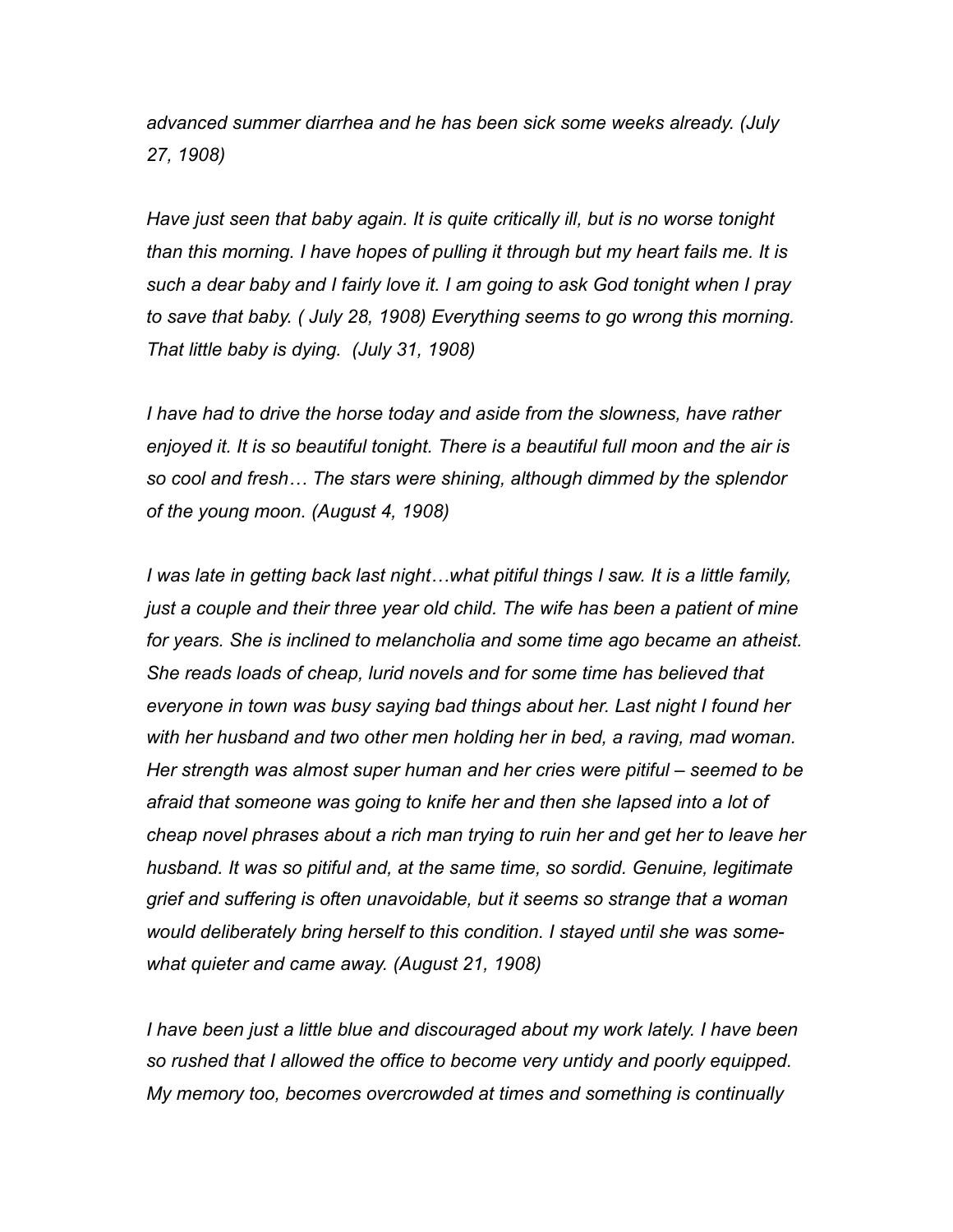*advanced summer diarrhea and he has been sick some weeks already. (July 27, 1908)*

*Have just seen that baby again. It is quite critically ill, but is no worse tonight than this morning. I have hopes of pulling it through but my heart fails me. It is such a dear baby and I fairly love it. I am going to ask God tonight when I pray to save that baby. ( July 28, 1908) Everything seems to go wrong this morning. That little baby is dying.  (July 31, 1908)*

*I have had to drive the horse today and aside from the slowness, have rather enjoyed it. It is so beautiful tonight. There is a beautiful full moon and the air is so cool and fresh… The stars were shining, although dimmed by the splendor of the young moon. (August 4, 1908)*

*I was late in getting back last night…what pitiful things I saw. It is a little family, just a couple and their three year old child. The wife has been a patient of mine for years. She is inclined to melancholia and some time ago became an atheist. She reads loads of cheap, lurid novels and for some time has believed that everyone in town was busy saying bad things about her. Last night I found her with her husband and two other men holding her in bed, a raving, mad woman. Her strength was almost super human and her cries were pitiful – seemed to be afraid that someone was going to knife her and then she lapsed into a lot of cheap novel phrases about a rich man trying to ruin her and get her to leave her husband. It was so pitiful and, at the same time, so sordid. Genuine, legitimate grief and suffering is often unavoidable, but it seems so strange that a woman would deliberately bring herself to this condition. I stayed until she was somewhat quieter and came away. (August 21, 1908)*

*I have been just a little blue and discouraged about my work lately. I have been so rushed that I allowed the office to become very untidy and poorly equipped. My memory too, becomes overcrowded at times and something is continually*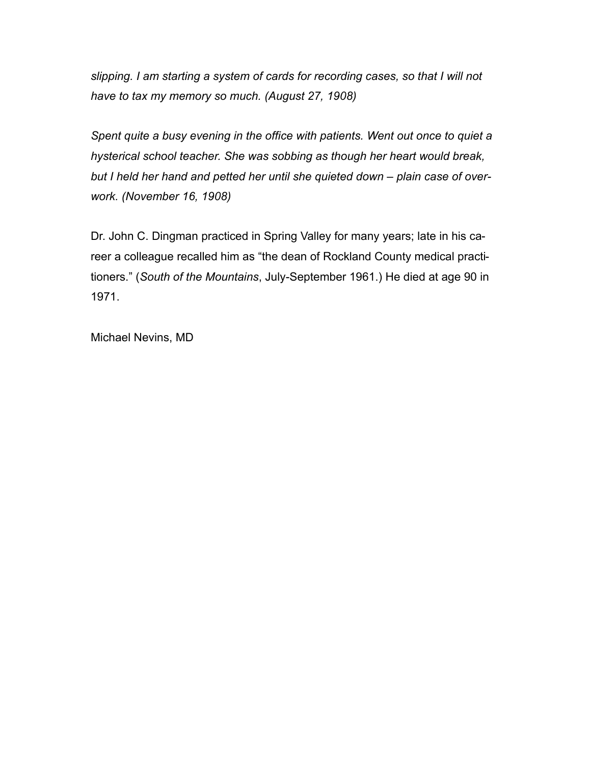*slipping. I am starting a system of cards for recording cases, so that I will not have to tax my memory so much. (August 27, 1908)*

*Spent quite a busy evening in the office with patients. Went out once to quiet a hysterical school teacher. She was sobbing as though her heart would break, but I held her hand and petted her until she quieted down – plain case of overwork. (November 16, 1908)*

Dr. John C. Dingman practiced in Spring Valley for many years; late in his career a colleague recalled him as "the dean of Rockland County medical practitioners." (*South of the Mountains*, July-September 1961.) He died at age 90 in 1971.

Michael Nevins, MD